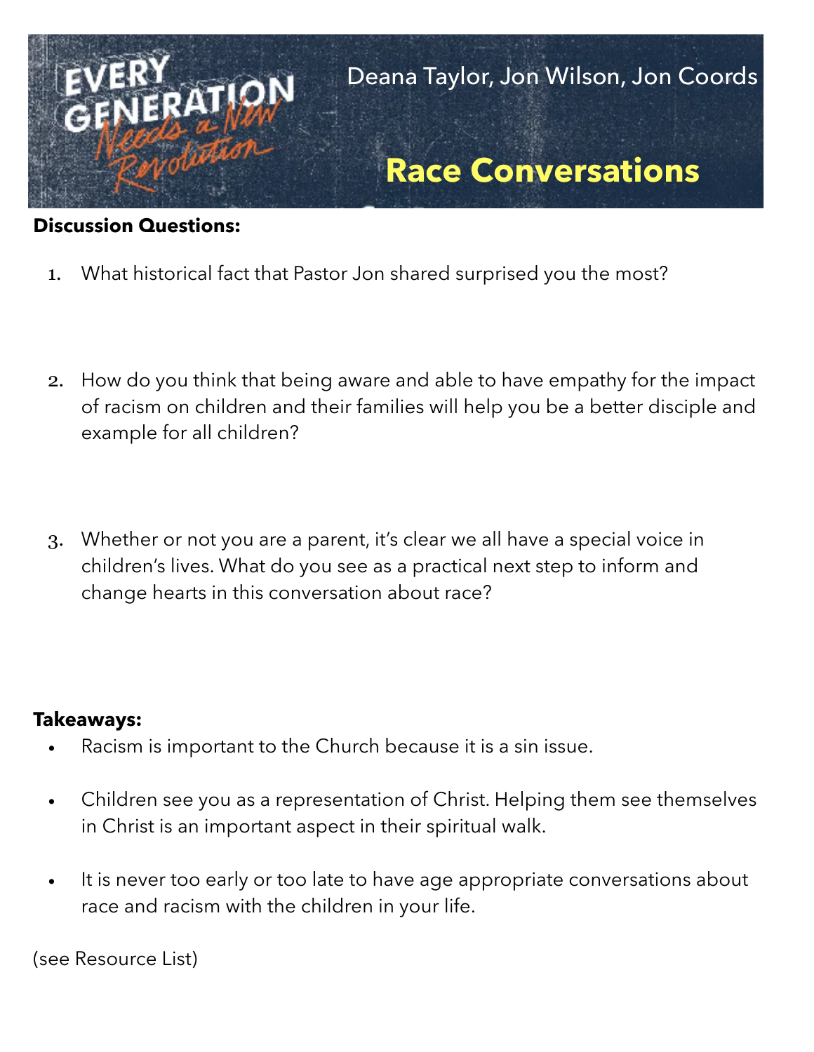EVERY GENERATION *Needs a New Revolution*

Deana Taylor, Jon Wilson, Jon Coords

# Race Conversations

**Discussion Questions:**

1. What historical fact that Pastor Jon shared surprised you the most?

2. How do you think that being aware and able to have empathy for the impact of racism on children and their families will help you be a better disciple and example for all children?

3. Whether or not you are a parent, it's clear we all have a special voice in children's lives. What do you see as a practical next step to inform and change hearts in this conversation about race?

**Takeaways:**

- Racism is important to the Church because it is a sin issue.
- Children see you as a representation of Christ. Helping them see themselves in Christ is an important aspect in their spiritual walk.
- It is never too early or too late to have age appropriate conversations about race and racism with the children in your life.

(see Resource List)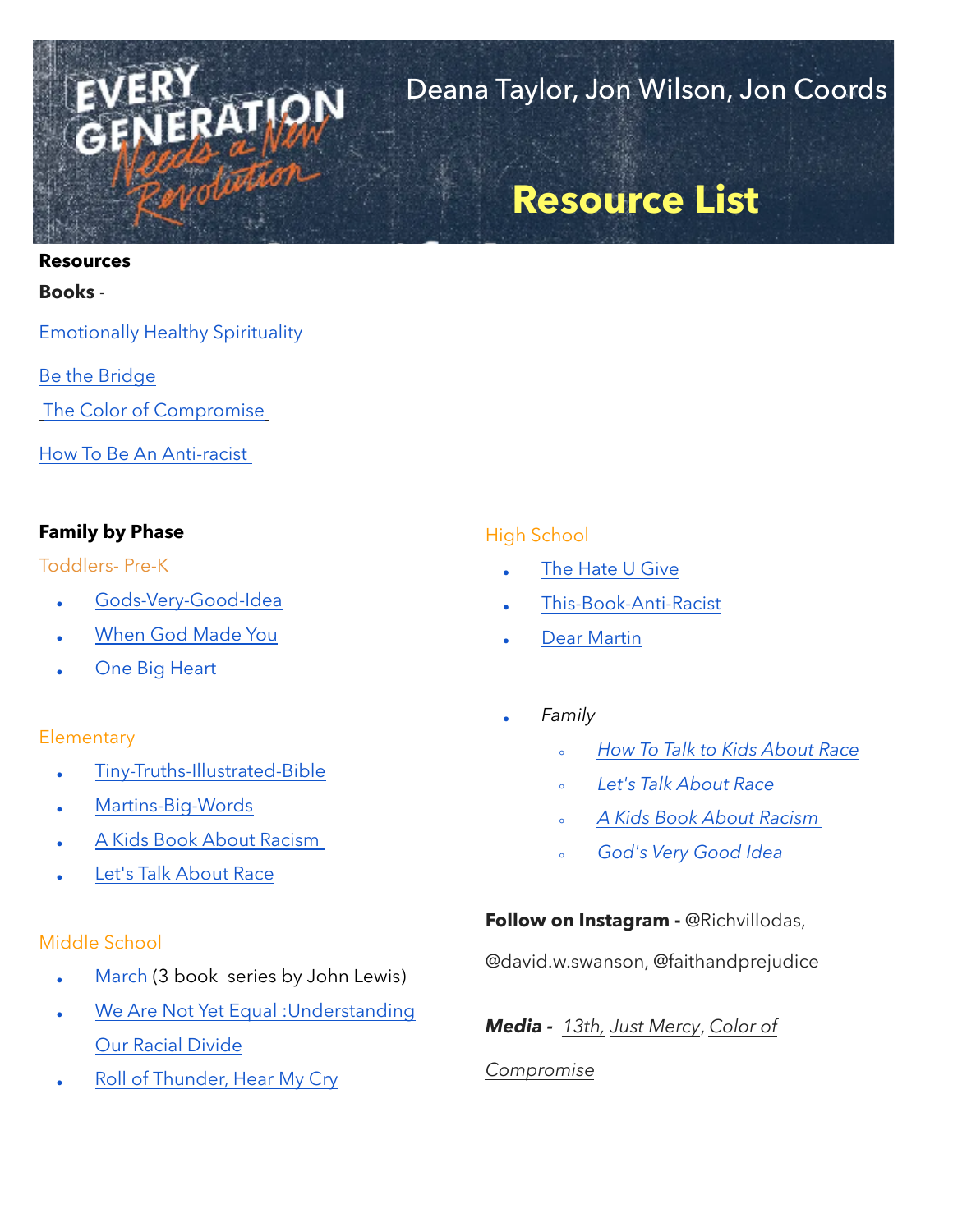# Every Generation Needs a New Revolution

Deana Taylor, Jon Wilson, Jon Coords

## Resource List

**Resources**

**Books** -

Emotionally Healthy Spirituality

Be the Bridge

The Color of Compromise

How To Be An Anti-racist

**Family by Phase**

Toddlers- Pre-K

- Gods-Very-Good-Idea
- When God Made You
- One Big Heart

Elementary

- Tiny-Truths-Illustrated-Bible
- Martins-Big-Words
- A Kids Book About Racism
- Let's Talk About Race

Middle School

- March (3 book series by John Lewis)
- We Are Not Yet Equal :Understanding Our Racial Divide
- Roll of Thunder, Hear My Cry

High School

- The Hate U Give
- This-Book-Anti-Racist
- Dear Martin

- *Family*
  - *How To Talk to Kids About Race*
  - *Let's Talk About Race*
  - *A Kids Book About Racism*
  - *God's Very Good Idea*

**Follow on Instagram -** @Richvillodas, @david.w.swanson, @faithandprejudice

***Media -*** *13th, Just Mercy, Color of Compromise*